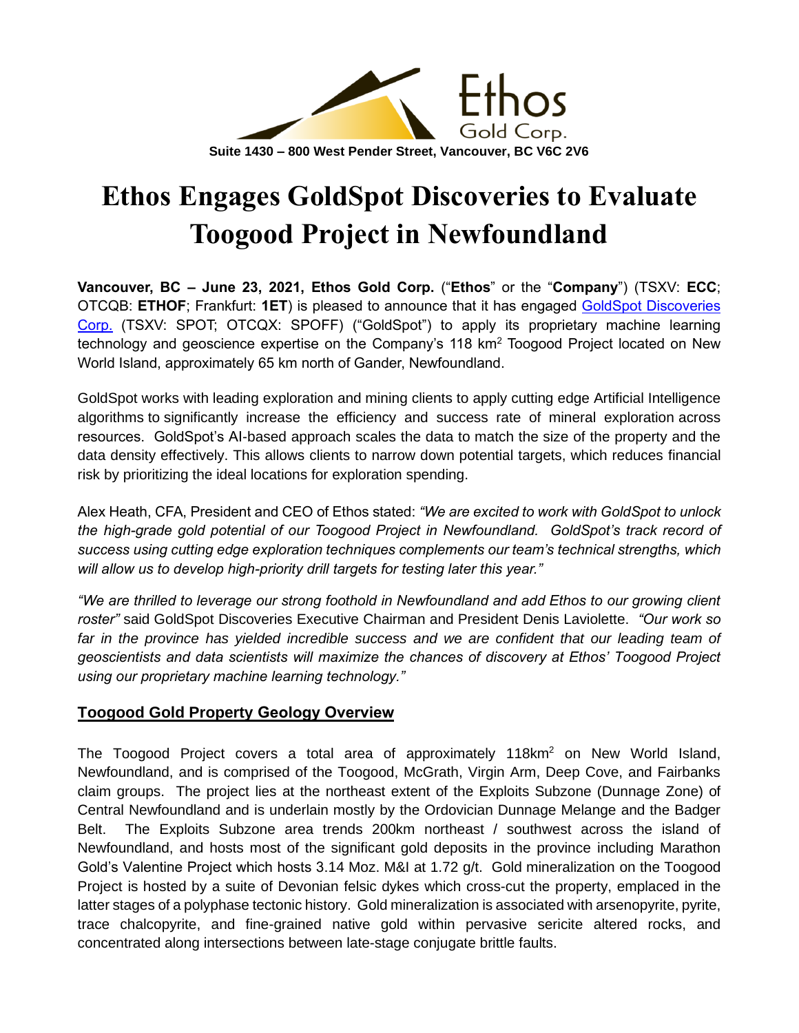Ethos Gold Corp.

**Suite 1430 – 800 West Pender Street, Vancouver, BC V6C 2V6**

# Ethos Engages GoldSpot Discoveries to Evaluate Toogood Project in Newfoundland

**Vancouver, BC – June 23, 2021, Ethos Gold Corp.** ("**Ethos**" or the "**Company**") (TSXV: **ECC**; OTCQB: **ETHOF**; Frankfurt: **1ET**) is pleased to announce that it has engaged [GoldSpot Discoveries Corp.](#) (TSXV: SPOT; OTCQX: SPOFF) ("GoldSpot") to apply its proprietary machine learning technology and geoscience expertise on the Company's 118 km$^2$ Toogood Project located on New World Island, approximately 65 km north of Gander, Newfoundland.

GoldSpot works with leading exploration and mining clients to apply cutting edge Artificial Intelligence algorithms to significantly increase the efficiency and success rate of mineral exploration across resources. GoldSpot's AI-based approach scales the data to match the size of the property and the data density effectively. This allows clients to narrow down potential targets, which reduces financial risk by prioritizing the ideal locations for exploration spending.

Alex Heath, CFA, President and CEO of Ethos stated: *"We are excited to work with GoldSpot to unlock the high-grade gold potential of our Toogood Project in Newfoundland. GoldSpot's track record of success using cutting edge exploration techniques complements our team's technical strengths, which will allow us to develop high-priority drill targets for testing later this year."*

*"We are thrilled to leverage our strong foothold in Newfoundland and add Ethos to our growing client roster"* said GoldSpot Discoveries Executive Chairman and President Denis Laviolette. *"Our work so far in the province has yielded incredible success and we are confident that our leading team of geoscientists and data scientists will maximize the chances of discovery at Ethos' Toogood Project using our proprietary machine learning technology."*

## Toogood Gold Property Geology Overview

The Toogood Project covers a total area of approximately 118km$^2$ on New World Island, Newfoundland, and is comprised of the Toogood, McGrath, Virgin Arm, Deep Cove, and Fairbanks claim groups. The project lies at the northeast extent of the Exploits Subzone (Dunnage Zone) of Central Newfoundland and is underlain mostly by the Ordovician Dunnage Melange and the Badger Belt. The Exploits Subzone area trends 200km northeast / southwest across the island of Newfoundland, and hosts most of the significant gold deposits in the province including Marathon Gold's Valentine Project which hosts 3.14 Moz. M&I at 1.72 g/t. Gold mineralization on the Toogood Project is hosted by a suite of Devonian felsic dykes which cross-cut the property, emplaced in the latter stages of a polyphase tectonic history. Gold mineralization is associated with arsenopyrite, pyrite, trace chalcopyrite, and fine-grained native gold within pervasive sericite altered rocks, and concentrated along intersections between late-stage conjugate brittle faults.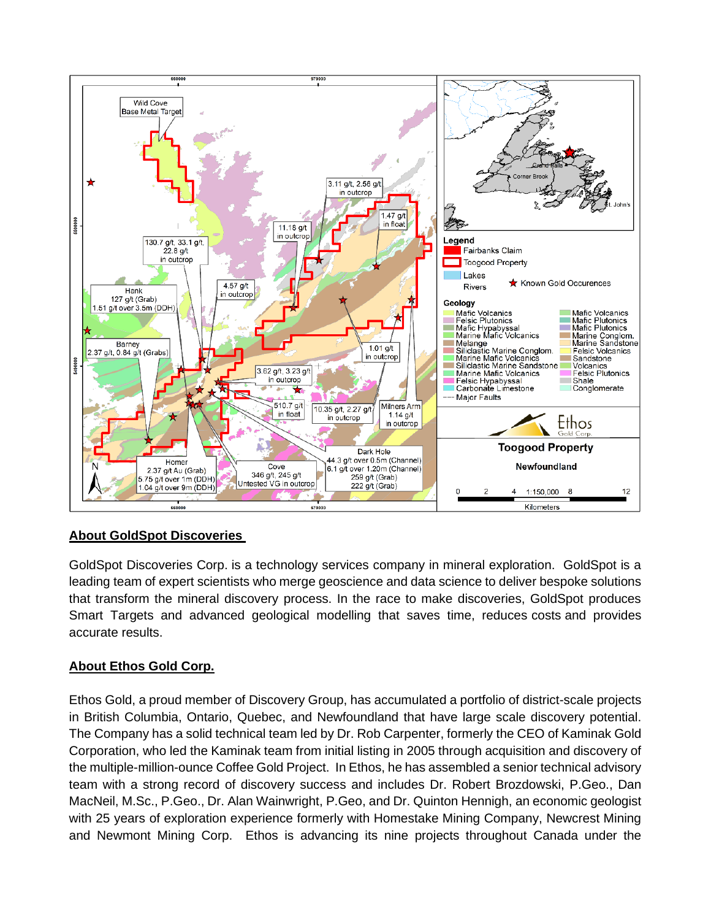## **About GoldSpot Discoveries**

GoldSpot Discoveries Corp. is a technology services company in mineral exploration. GoldSpot is a leading team of expert scientists who merge geoscience and data science to deliver bespoke solutions that transform the mineral discovery process. In the race to make discoveries, GoldSpot produces Smart Targets and advanced geological modelling that saves time, reduces costs and provides accurate results.

## **About Ethos Gold Corp.**

Ethos Gold, a proud member of Discovery Group, has accumulated a portfolio of district-scale projects in British Columbia, Ontario, Quebec, and Newfoundland that have large scale discovery potential. The Company has a solid technical team led by Dr. Rob Carpenter, formerly the CEO of Kaminak Gold Corporation, who led the Kaminak team from initial listing in 2005 through acquisition and discovery of the multiple-million-ounce Coffee Gold Project. In Ethos, he has assembled a senior technical advisory team with a strong record of discovery success and includes Dr. Robert Brozdowski, P.Geo., Dan MacNeil, M.Sc., P.Geo., Dr. Alan Wainwright, P.Geo, and Dr. Quinton Hennigh, an economic geologist with 25 years of exploration experience formerly with Homestake Mining Company, Newcrest Mining and Newmont Mining Corp. Ethos is advancing its nine projects throughout Canada under the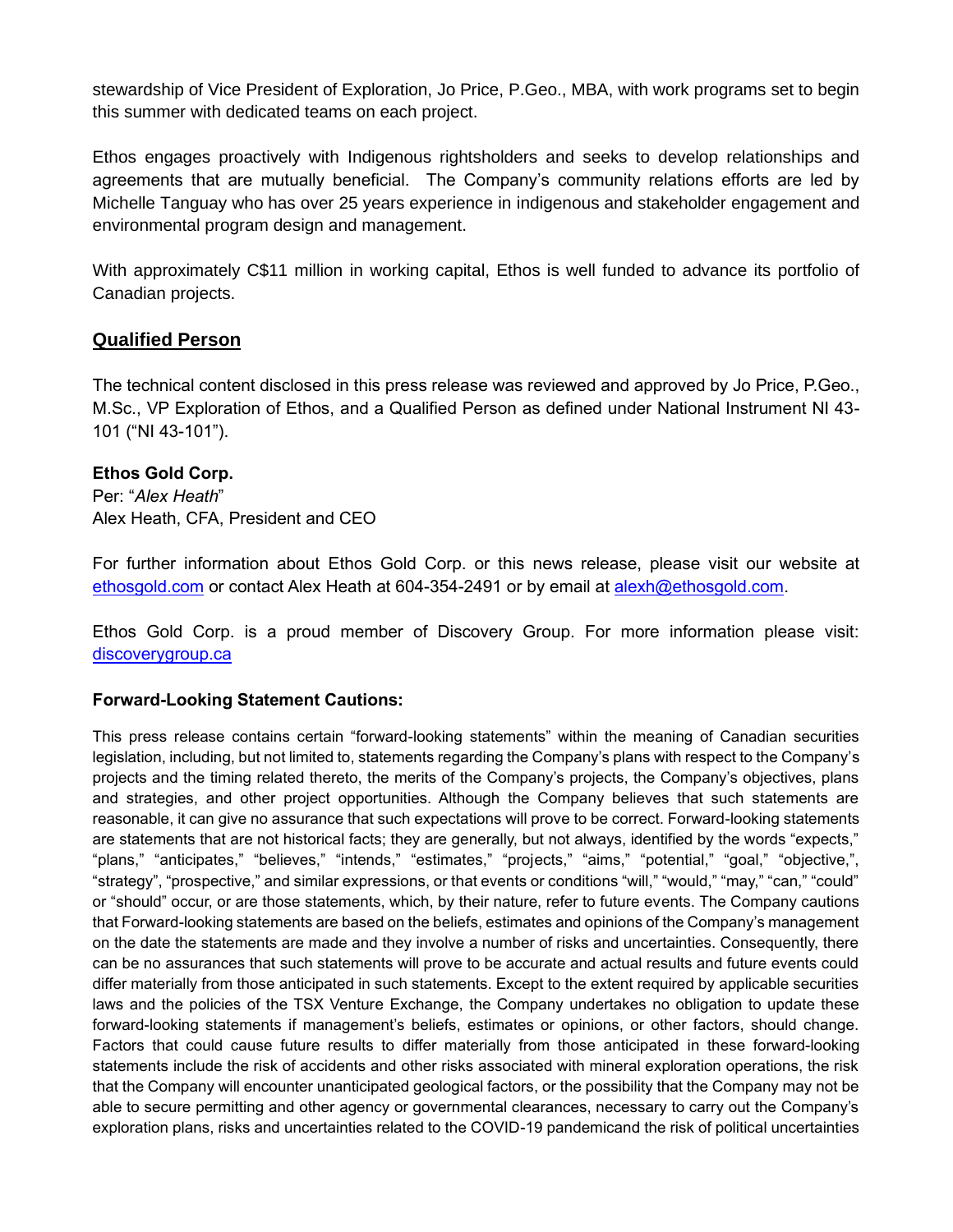stewardship of Vice President of Exploration, Jo Price, P.Geo., MBA, with work programs set to begin this summer with dedicated teams on each project.

Ethos engages proactively with Indigenous rightsholders and seeks to develop relationships and agreements that are mutually beneficial. The Company's community relations efforts are led by Michelle Tanguay who has over 25 years experience in indigenous and stakeholder engagement and environmental program design and management.

With approximately C$11 million in working capital, Ethos is well funded to advance its portfolio of Canadian projects.

## Qualified Person

The technical content disclosed in this press release was reviewed and approved by Jo Price, P.Geo., M.Sc., VP Exploration of Ethos, and a Qualified Person as defined under National Instrument NI 43-101 ("NI 43-101").

**Ethos Gold Corp.**
Per: "*Alex Heath*"
Alex Heath, CFA, President and CEO

For further information about Ethos Gold Corp. or this news release, please visit our website at ethosgold.com or contact Alex Heath at 604-354-2491 or by email at alexh@ethosgold.com.

Ethos Gold Corp. is a proud member of Discovery Group. For more information please visit: discoverygroup.ca

**Forward-Looking Statement Cautions:**

This press release contains certain "forward-looking statements" within the meaning of Canadian securities legislation, including, but not limited to, statements regarding the Company's plans with respect to the Company's projects and the timing related thereto, the merits of the Company's projects, the Company's objectives, plans and strategies, and other project opportunities. Although the Company believes that such statements are reasonable, it can give no assurance that such expectations will prove to be correct. Forward-looking statements are statements that are not historical facts; they are generally, but not always, identified by the words "expects," "plans," "anticipates," "believes," "intends," "estimates," "projects," "aims," "potential," "goal," "objective,", "strategy", "prospective," and similar expressions, or that events or conditions "will," "would," "may," "can," "could" or "should" occur, or are those statements, which, by their nature, refer to future events. The Company cautions that Forward-looking statements are based on the beliefs, estimates and opinions of the Company's management on the date the statements are made and they involve a number of risks and uncertainties. Consequently, there can be no assurances that such statements will prove to be accurate and actual results and future events could differ materially from those anticipated in such statements. Except to the extent required by applicable securities laws and the policies of the TSX Venture Exchange, the Company undertakes no obligation to update these forward-looking statements if management's beliefs, estimates or opinions, or other factors, should change. Factors that could cause future results to differ materially from those anticipated in these forward-looking statements include the risk of accidents and other risks associated with mineral exploration operations, the risk that the Company will encounter unanticipated geological factors, or the possibility that the Company may not be able to secure permitting and other agency or governmental clearances, necessary to carry out the Company's exploration plans, risks and uncertainties related to the COVID-19 pandemicand the risk of political uncertainties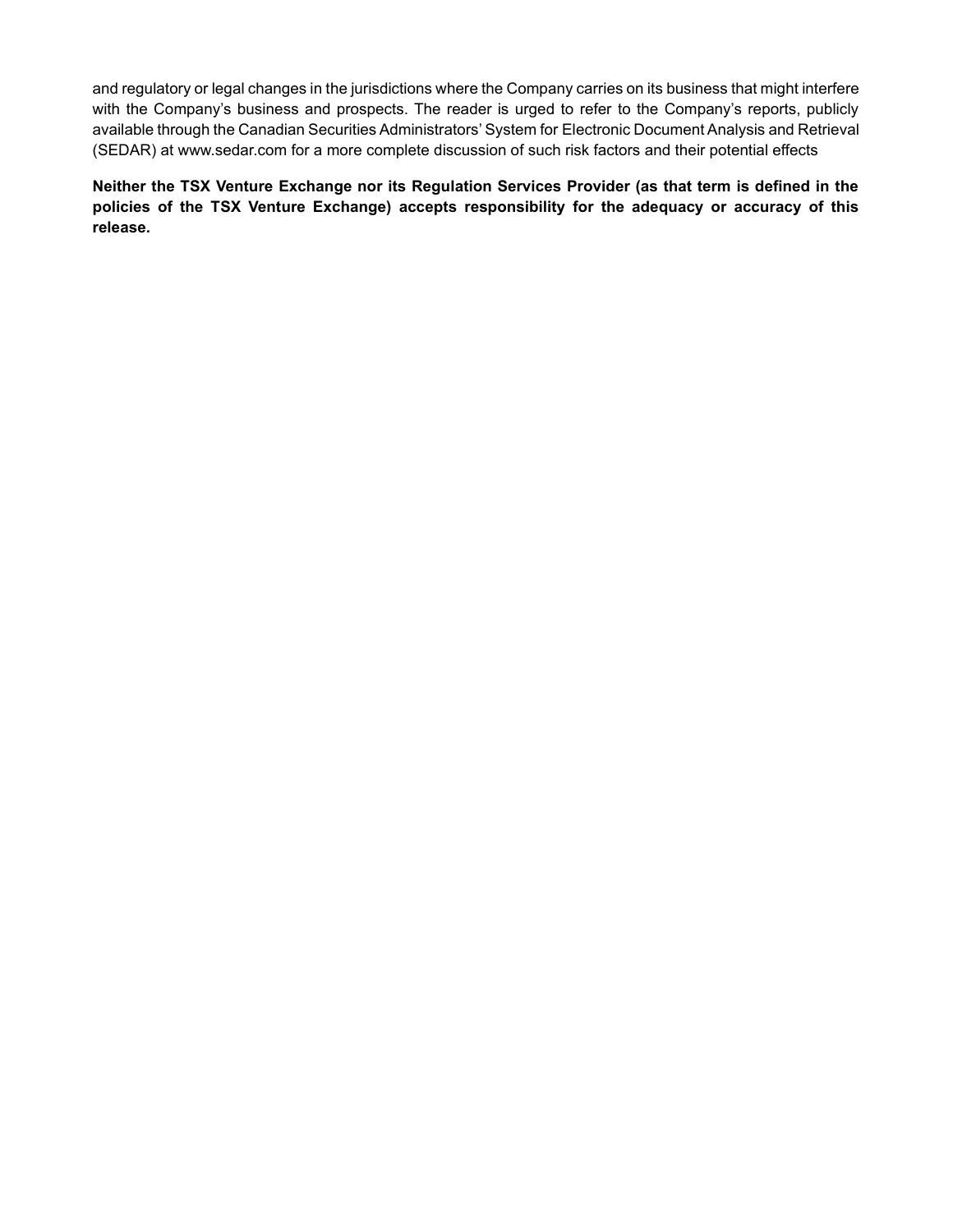and regulatory or legal changes in the jurisdictions where the Company carries on its business that might interfere with the Company's business and prospects. The reader is urged to refer to the Company's reports, publicly available through the Canadian Securities Administrators' System for Electronic Document Analysis and Retrieval (SEDAR) at www.sedar.com for a more complete discussion of such risk factors and their potential effects

**Neither the TSX Venture Exchange nor its Regulation Services Provider (as that term is defined in the policies of the TSX Venture Exchange) accepts responsibility for the adequacy or accuracy of this release.**